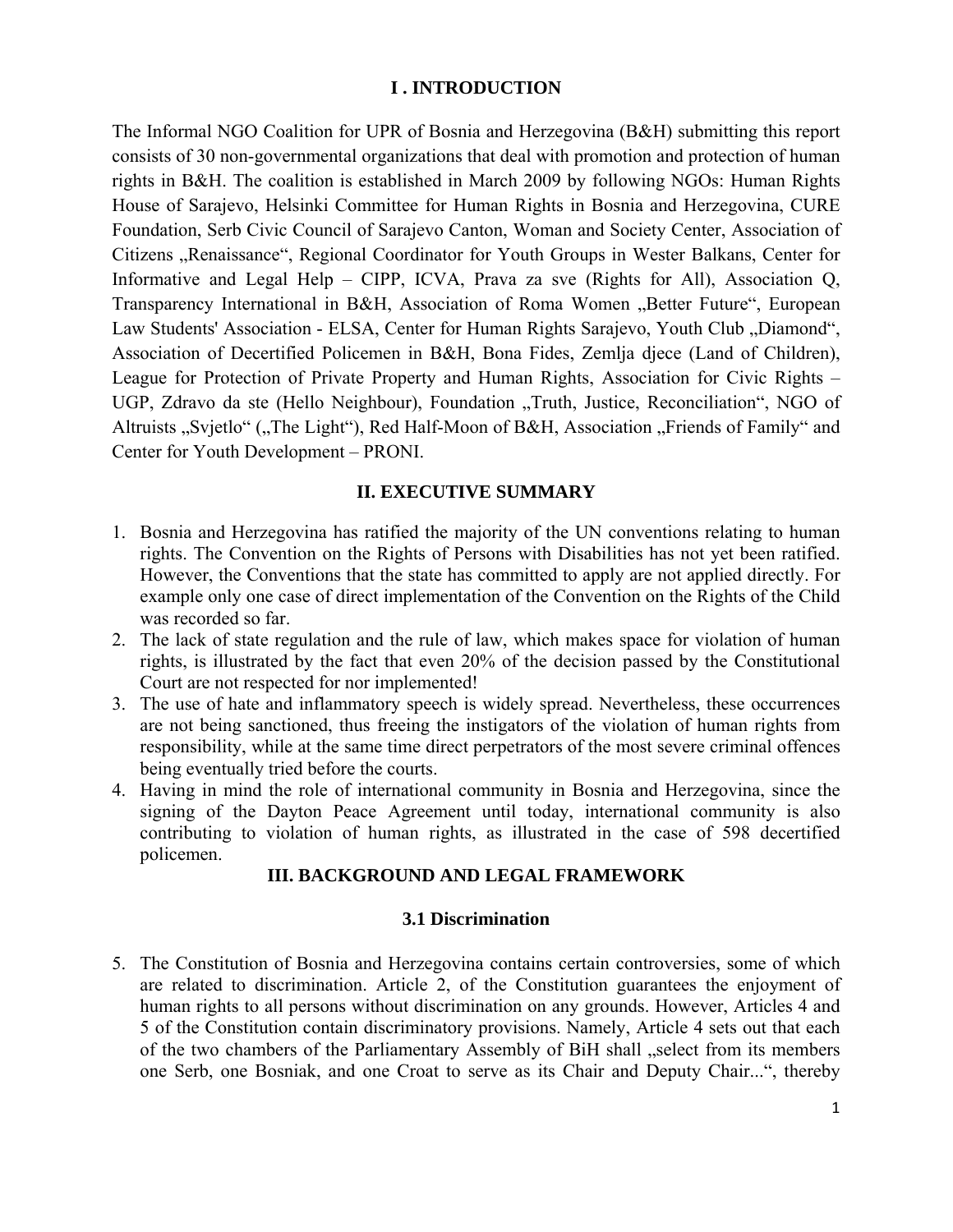## I . INTRODUCTION

The Informal NGO Coalition for UPR of Bosnia and Herzegovina (B&H) submitting this report consists of 30 non-governmental organizations that deal with promotion and protection of human rights in B&H. The coalition is established in March 2009 by following NGOs: Human Rights House of Sarajevo, Helsinki Committee for Human Rights in Bosnia and Herzegovina, CURE Foundation, Serb Civic Council of Sarajevo Canton, Woman and Society Center, Association of Citizens „Renaissance", Regional Coordinator for Youth Groups in Wester Balkans, Center for Informative and Legal Help – CIPP, ICVA, Prava za sve (Rights for All), Association Q, Transparency International in B&H, Association of Roma Women „Better Future", European Law Students' Association - ELSA, Center for Human Rights Sarajevo, Youth Club „Diamond", Association of Decertified Policemen in B&H, Bona Fides, Zemlja djece (Land of Children), League for Protection of Private Property and Human Rights, Association for Civic Rights – UGP, Zdravo da ste (Hello Neighbour), Foundation „Truth, Justice, Reconciliation", NGO of Altruists „Svjetlo" („The Light"), Red Half-Moon of B&H, Association „Friends of Family" and Center for Youth Development – PRONI.

## II. EXECUTIVE SUMMARY

1. Bosnia and Herzegovina has ratified the majority of the UN conventions relating to human rights. The Convention on the Rights of Persons with Disabilities has not yet been ratified. However, the Conventions that the state has committed to apply are not applied directly. For example only one case of direct implementation of the Convention on the Rights of the Child was recorded so far.
2. The lack of state regulation and the rule of law, which makes space for violation of human rights, is illustrated by the fact that even 20% of the decision passed by the Constitutional Court are not respected for nor implemented!
3. The use of hate and inflammatory speech is widely spread. Nevertheless, these occurrences are not being sanctioned, thus freeing the instigators of the violation of human rights from responsibility, while at the same time direct perpetrators of the most severe criminal offences being eventually tried before the courts.
4. Having in mind the role of international community in Bosnia and Herzegovina, since the signing of the Dayton Peace Agreement until today, international community is also contributing to violation of human rights, as illustrated in the case of 598 decertified policemen.

## III. BACKGROUND AND LEGAL FRAMEWORK

### 3.1 Discrimination

5. The Constitution of Bosnia and Herzegovina contains certain controversies, some of which are related to discrimination. Article 2, of the Constitution guarantees the enjoyment of human rights to all persons without discrimination on any grounds. However, Articles 4 and 5 of the Constitution contain discriminatory provisions. Namely, Article 4 sets out that each of the two chambers of the Parliamentary Assembly of BiH shall „select from its members one Serb, one Bosniak, and one Croat to serve as its Chair and Deputy Chair...", thereby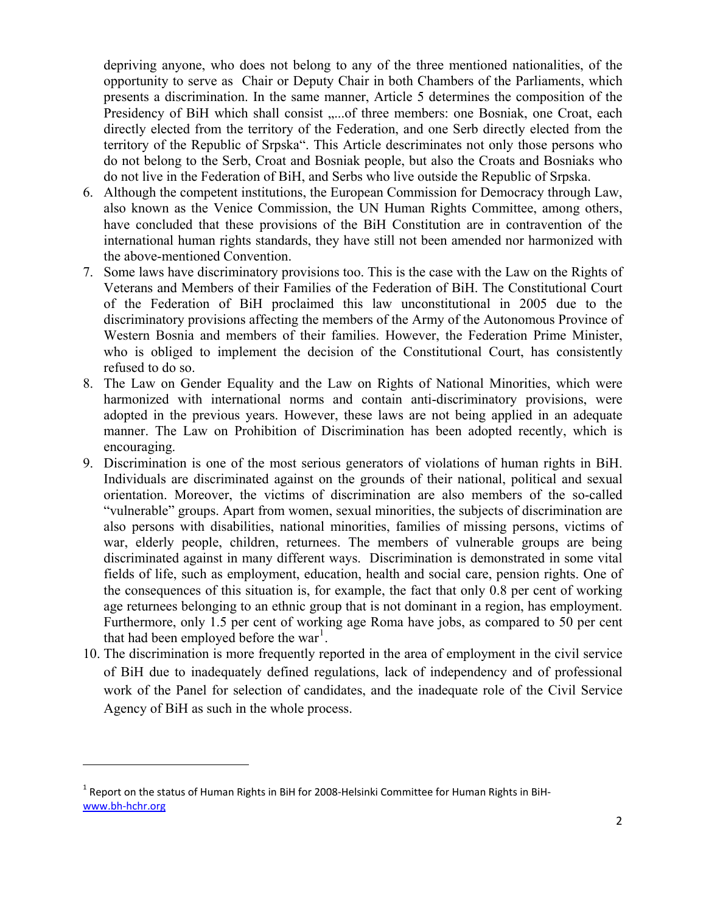depriving anyone, who does not belong to any of the three mentioned nationalities, of the opportunity to serve as Chair or Deputy Chair in both Chambers of the Parliaments, which presents a discrimination. In the same manner, Article 5 determines the composition of the Presidency of BiH which shall consist „...of three members: one Bosniak, one Croat, each directly elected from the territory of the Federation, and one Serb directly elected from the territory of the Republic of Srpska". This Article descriminates not only those persons who do not belong to the Serb, Croat and Bosniak people, but also the Croats and Bosniaks who do not live in the Federation of BiH, and Serbs who live outside the Republic of Srpska.

6. Although the competent institutions, the European Commission for Democracy through Law, also known as the Venice Commission, the UN Human Rights Committee, among others, have concluded that these provisions of the BiH Constitution are in contravention of the international human rights standards, they have still not been amended nor harmonized with the above-mentioned Convention.
7. Some laws have discriminatory provisions too. This is the case with the Law on the Rights of Veterans and Members of their Families of the Federation of BiH. The Constitutional Court of the Federation of BiH proclaimed this law unconstitutional in 2005 due to the discriminatory provisions affecting the members of the Army of the Autonomous Province of Western Bosnia and members of their families. However, the Federation Prime Minister, who is obliged to implement the decision of the Constitutional Court, has consistently refused to do so.
8. The Law on Gender Equality and the Law on Rights of National Minorities, which were harmonized with international norms and contain anti-discriminatory provisions, were adopted in the previous years. However, these laws are not being applied in an adequate manner. The Law on Prohibition of Discrimination has been adopted recently, which is encouraging.
9. Discrimination is one of the most serious generators of violations of human rights in BiH. Individuals are discriminated against on the grounds of their national, political and sexual orientation. Moreover, the victims of discrimination are also members of the so-called "vulnerable" groups. Apart from women, sexual minorities, the subjects of discrimination are also persons with disabilities, national minorities, families of missing persons, victims of war, elderly people, children, returnees. The members of vulnerable groups are being discriminated against in many different ways. Discrimination is demonstrated in some vital fields of life, such as employment, education, health and social care, pension rights. One of the consequences of this situation is, for example, the fact that only 0.8 per cent of working age returnees belonging to an ethnic group that is not dominant in a region, has employment. Furthermore, only 1.5 per cent of working age Roma have jobs, as compared to 50 per cent that had been employed before the war[1].
10. The discrimination is more frequently reported in the area of employment in the civil service of BiH due to inadequately defined regulations, lack of independency and of professional work of the Panel for selection of candidates, and the inadequate role of the Civil Service Agency of BiH as such in the whole process.

---

[1] Report on the status of Human Rights in BiH for 2008-Helsinki Committee for Human Rights in BiH-www.bh-hchr.org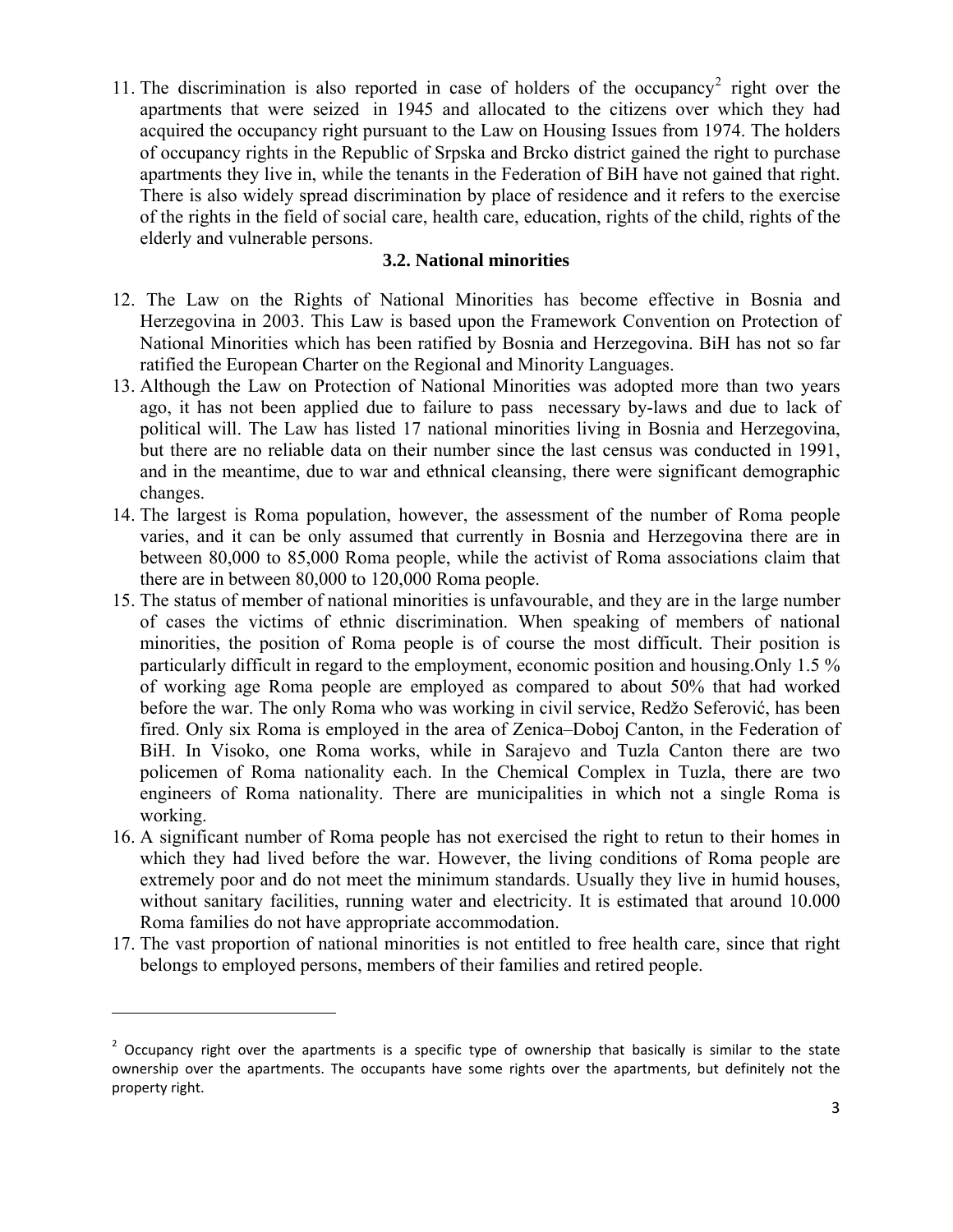11. The discrimination is also reported in case of holders of the occupancy[2] right over the apartments that were seized in 1945 and allocated to the citizens over which they had acquired the occupancy right pursuant to the Law on Housing Issues from 1974. The holders of occupancy rights in the Republic of Srpska and Brcko district gained the right to purchase apartments they live in, while the tenants in the Federation of BiH have not gained that right. There is also widely spread discrimination by place of residence and it refers to the exercise of the rights in the field of social care, health care, education, rights of the child, rights of the elderly and vulnerable persons.

### 3.2. National minorities

12. The Law on the Rights of National Minorities has become effective in Bosnia and Herzegovina in 2003. This Law is based upon the Framework Convention on Protection of National Minorities which has been ratified by Bosnia and Herzegovina. BiH has not so far ratified the European Charter on the Regional and Minority Languages.
13. Although the Law on Protection of National Minorities was adopted more than two years ago, it has not been applied due to failure to pass necessary by-laws and due to lack of political will. The Law has listed 17 national minorities living in Bosnia and Herzegovina, but there are no reliable data on their number since the last census was conducted in 1991, and in the meantime, due to war and ethnical cleansing, there were significant demographic changes.
14. The largest is Roma population, however, the assessment of the number of Roma people varies, and it can be only assumed that currently in Bosnia and Herzegovina there are in between 80,000 to 85,000 Roma people, while the activist of Roma associations claim that there are in between 80,000 to 120,000 Roma people.
15. The status of member of national minorities is unfavourable, and they are in the large number of cases the victims of ethnic discrimination. When speaking of members of national minorities, the position of Roma people is of course the most difficult. Their position is particularly difficult in regard to the employment, economic position and housing.Only 1.5 % of working age Roma people are employed as compared to about 50% that had worked before the war. The only Roma who was working in civil service, Redžo Seferović, has been fired. Only six Roma is employed in the area of Zenica–Doboj Canton, in the Federation of BiH. In Visoko, one Roma works, while in Sarajevo and Tuzla Canton there are two policemen of Roma nationality each. In the Chemical Complex in Tuzla, there are two engineers of Roma nationality. There are municipalities in which not a single Roma is working.
16. A significant number of Roma people has not exercised the right to retun to their homes in which they had lived before the war. However, the living conditions of Roma people are extremely poor and do not meet the minimum standards. Usually they live in humid houses, without sanitary facilities, running water and electricity. It is estimated that around 10.000 Roma families do not have appropriate accommodation.
17. The vast proportion of national minorities is not entitled to free health care, since that right belongs to employed persons, members of their families and retired people.

---

[2] Occupancy right over the apartments is a specific type of ownership that basically is similar to the state ownership over the apartments. The occupants have some rights over the apartments, but definitely not the property right.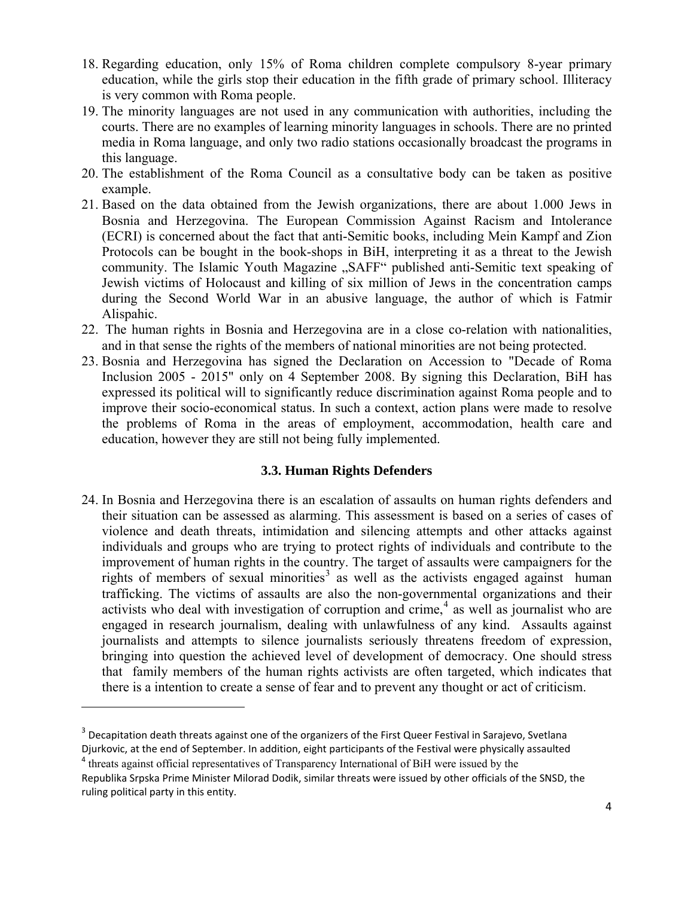18. Regarding education, only 15% of Roma children complete compulsory 8-year primary education, while the girls stop their education in the fifth grade of primary school. Illiteracy is very common with Roma people.
19. The minority languages are not used in any communication with authorities, including the courts. There are no examples of learning minority languages in schools. There are no printed media in Roma language, and only two radio stations occasionally broadcast the programs in this language.
20. The establishment of the Roma Council as a consultative body can be taken as positive example.
21. Based on the data obtained from the Jewish organizations, there are about 1.000 Jews in Bosnia and Herzegovina. The European Commission Against Racism and Intolerance (ECRI) is concerned about the fact that anti-Semitic books, including Mein Kampf and Zion Protocols can be bought in the book-shops in BiH, interpreting it as a threat to the Jewish community. The Islamic Youth Magazine „SAFF" published anti-Semitic text speaking of Jewish victims of Holocaust and killing of six million of Jews in the concentration camps during the Second World War in an abusive language, the author of which is Fatmir Alispahic.
22. The human rights in Bosnia and Herzegovina are in a close co-relation with nationalities, and in that sense the rights of the members of national minorities are not being protected.
23. Bosnia and Herzegovina has signed the Declaration on Accession to "Decade of Roma Inclusion 2005 - 2015" only on 4 September 2008. By signing this Declaration, BiH has expressed its political will to significantly reduce discrimination against Roma people and to improve their socio-economical status. In such a context, action plans were made to resolve the problems of Roma in the areas of employment, accommodation, health care and education, however they are still not being fully implemented.

### 3.3. Human Rights Defenders

24. In Bosnia and Herzegovina there is an escalation of assaults on human rights defenders and their situation can be assessed as alarming. This assessment is based on a series of cases of violence and death threats, intimidation and silencing attempts and other attacks against individuals and groups who are trying to protect rights of individuals and contribute to the improvement of human rights in the country. The target of assaults were campaigners for the rights of members of sexual minorities[3] as well as the activists engaged against human trafficking. The victims of assaults are also the non-governmental organizations and their activists who deal with investigation of corruption and crime,[4] as well as journalist who are engaged in research journalism, dealing with unlawfulness of any kind. Assaults against journalists and attempts to silence journalists seriously threatens freedom of expression, bringing into question the achieved level of development of democracy. One should stress that family members of the human rights activists are often targeted, which indicates that there is a intention to create a sense of fear and to prevent any thought or act of criticism.

---

[3] Decapitation death threats against one of the organizers of the First Queer Festival in Sarajevo, Svetlana Djurkovic, at the end of September. In addition, eight participants of the Festival were physically assaulted

[4] threats against official representatives of Transparency International of BiH were issued by the Republika Srpska Prime Minister Milorad Dodik, similar threats were issued by other officials of the SNSD, the ruling political party in this entity.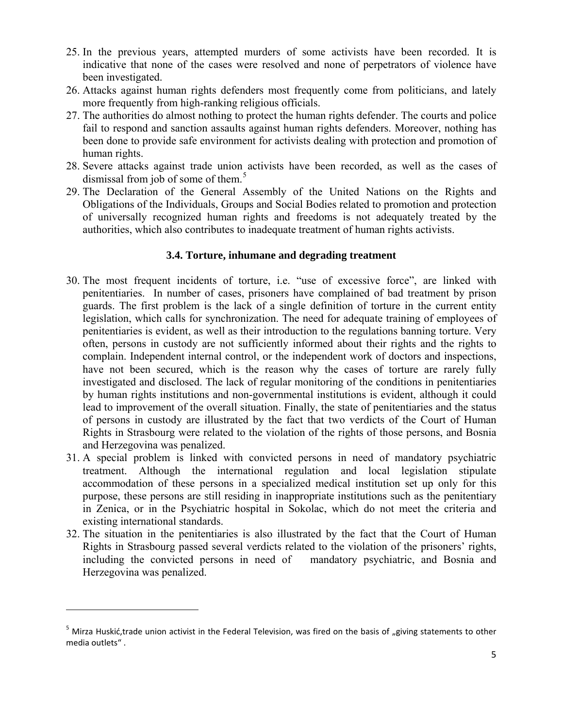25. In the previous years, attempted murders of some activists have been recorded. It is indicative that none of the cases were resolved and none of perpetrators of violence have been investigated.
26. Attacks against human rights defenders most frequently come from politicians, and lately more frequently from high-ranking religious officials.
27. The authorities do almost nothing to protect the human rights defender. The courts and police fail to respond and sanction assaults against human rights defenders. Moreover, nothing has been done to provide safe environment for activists dealing with protection and promotion of human rights.
28. Severe attacks against trade union activists have been recorded, as well as the cases of dismissal from job of some of them.[5]
29. The Declaration of the General Assembly of the United Nations on the Rights and Obligations of the Individuals, Groups and Social Bodies related to promotion and protection of universally recognized human rights and freedoms is not adequately treated by the authorities, which also contributes to inadequate treatment of human rights activists.

### 3.4. Torture, inhumane and degrading treatment

30. The most frequent incidents of torture, i.e. "use of excessive force", are linked with penitentiaries. In number of cases, prisoners have complained of bad treatment by prison guards. The first problem is the lack of a single definition of torture in the current entity legislation, which calls for synchronization. The need for adequate training of employees of penitentiaries is evident, as well as their introduction to the regulations banning torture. Very often, persons in custody are not sufficiently informed about their rights and the rights to complain. Independent internal control, or the independent work of doctors and inspections, have not been secured, which is the reason why the cases of torture are rarely fully investigated and disclosed. The lack of regular monitoring of the conditions in penitentiaries by human rights institutions and non-governmental institutions is evident, although it could lead to improvement of the overall situation. Finally, the state of penitentiaries and the status of persons in custody are illustrated by the fact that two verdicts of the Court of Human Rights in Strasbourg were related to the violation of the rights of those persons, and Bosnia and Herzegovina was penalized.
31. A special problem is linked with convicted persons in need of mandatory psychiatric treatment. Although the international regulation and local legislation stipulate accommodation of these persons in a specialized medical institution set up only for this purpose, these persons are still residing in inappropriate institutions such as the penitentiary in Zenica, or in the Psychiatric hospital in Sokolac, which do not meet the criteria and existing international standards.
32. The situation in the penitentiaries is also illustrated by the fact that the Court of Human Rights in Strasbourg passed several verdicts related to the violation of the prisoners' rights, including the convicted persons in need of mandatory psychiatric, and Bosnia and Herzegovina was penalized.

---

[5] Mirza Huskić,trade union activist in the Federal Television, was fired on the basis of „giving statements to other media outlets" .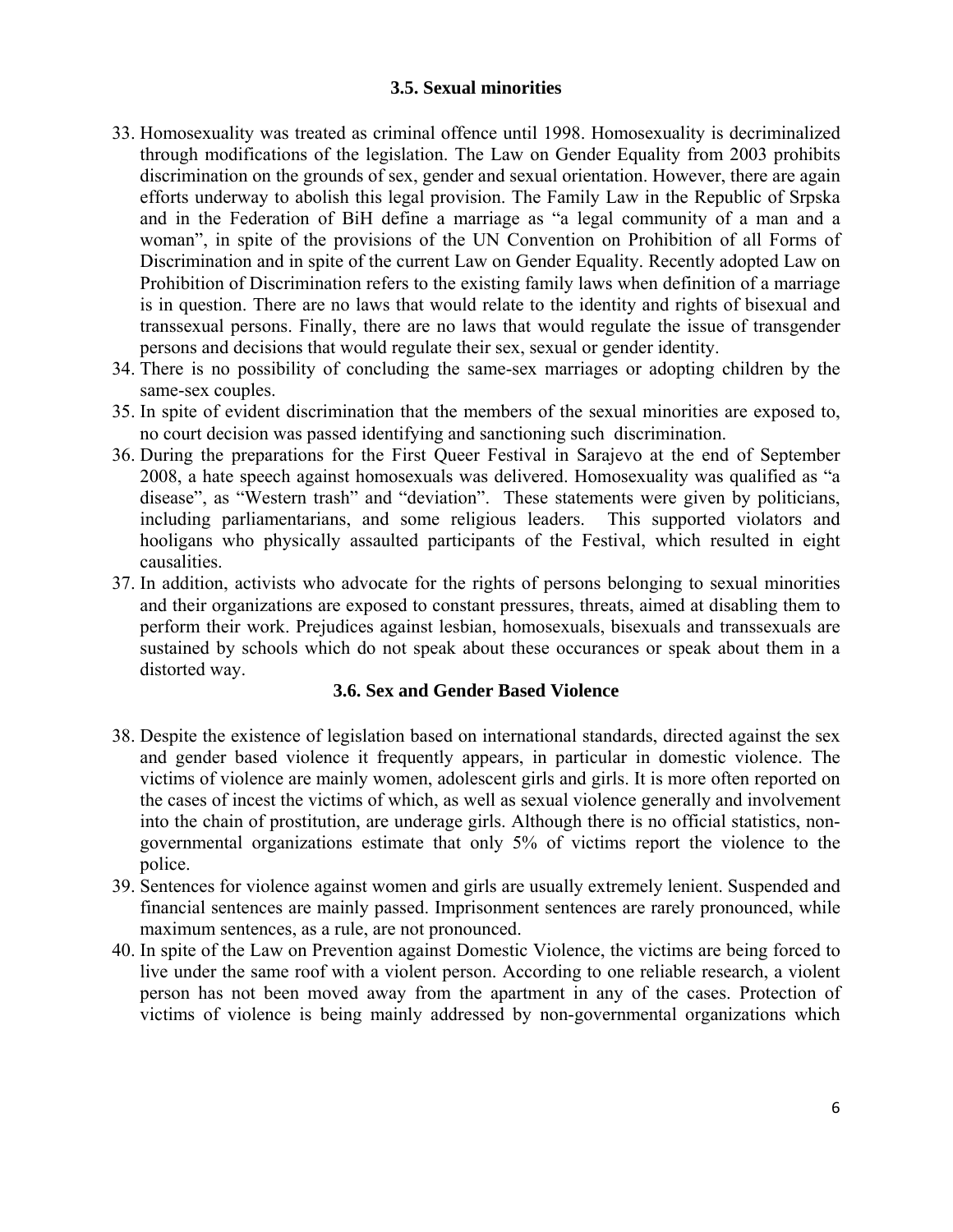### 3.5. Sexual minorities

33. Homosexuality was treated as criminal offence until 1998. Homosexuality is decriminalized through modifications of the legislation. The Law on Gender Equality from 2003 prohibits discrimination on the grounds of sex, gender and sexual orientation. However, there are again efforts underway to abolish this legal provision. The Family Law in the Republic of Srpska and in the Federation of BiH define a marriage as "a legal community of a man and a woman", in spite of the provisions of the UN Convention on Prohibition of all Forms of Discrimination and in spite of the current Law on Gender Equality. Recently adopted Law on Prohibition of Discrimination refers to the existing family laws when definition of a marriage is in question. There are no laws that would relate to the identity and rights of bisexual and transsexual persons. Finally, there are no laws that would regulate the issue of transgender persons and decisions that would regulate their sex, sexual or gender identity.
34. There is no possibility of concluding the same-sex marriages or adopting children by the same-sex couples.
35. In spite of evident discrimination that the members of the sexual minorities are exposed to, no court decision was passed identifying and sanctioning such discrimination.
36. During the preparations for the First Queer Festival in Sarajevo at the end of September 2008, a hate speech against homosexuals was delivered. Homosexuality was qualified as "a disease", as "Western trash" and "deviation". These statements were given by politicians, including parliamentarians, and some religious leaders. This supported violators and hooligans who physically assaulted participants of the Festival, which resulted in eight causalities.
37. In addition, activists who advocate for the rights of persons belonging to sexual minorities and their organizations are exposed to constant pressures, threats, aimed at disabling them to perform their work. Prejudices against lesbian, homosexuals, bisexuals and transsexuals are sustained by schools which do not speak about these occurances or speak about them in a distorted way.

### 3.6. Sex and Gender Based Violence

38. Despite the existence of legislation based on international standards, directed against the sex and gender based violence it frequently appears, in particular in domestic violence. The victims of violence are mainly women, adolescent girls and girls. It is more often reported on the cases of incest the victims of which, as well as sexual violence generally and involvement into the chain of prostitution, are underage girls. Although there is no official statistics, non-governmental organizations estimate that only 5% of victims report the violence to the police.
39. Sentences for violence against women and girls are usually extremely lenient. Suspended and financial sentences are mainly passed. Imprisonment sentences are rarely pronounced, while maximum sentences, as a rule, are not pronounced.
40. In spite of the Law on Prevention against Domestic Violence, the victims are being forced to live under the same roof with a violent person. According to one reliable research, a violent person has not been moved away from the apartment in any of the cases. Protection of victims of violence is being mainly addressed by non-governmental organizations which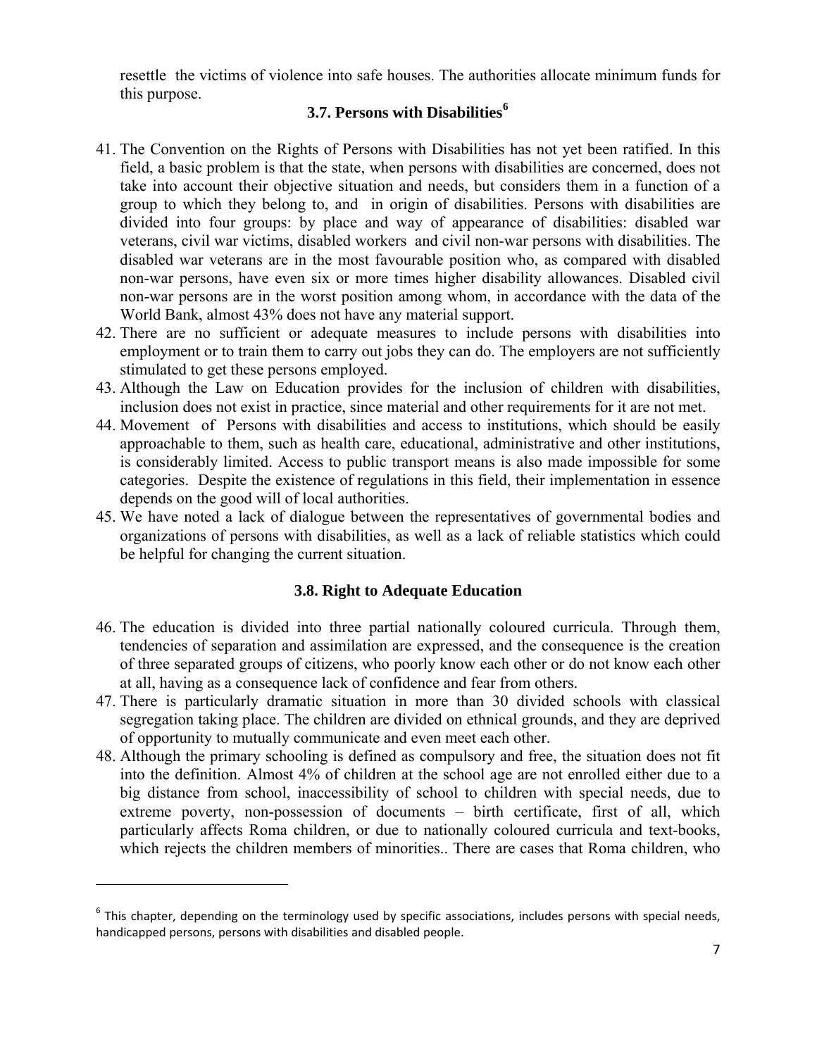resettle the victims of violence into safe houses. The authorities allocate minimum funds for this purpose.

### 3.7. Persons with Disabilities[6]

41. The Convention on the Rights of Persons with Disabilities has not yet been ratified. In this field, a basic problem is that the state, when persons with disabilities are concerned, does not take into account their objective situation and needs, but considers them in a function of a group to which they belong to, and in origin of disabilities. Persons with disabilities are divided into four groups: by place and way of appearance of disabilities: disabled war veterans, civil war victims, disabled workers and civil non-war persons with disabilities. The disabled war veterans are in the most favourable position who, as compared with disabled non-war persons, have even six or more times higher disability allowances. Disabled civil non-war persons are in the worst position among whom, in accordance with the data of the World Bank, almost 43% does not have any material support.
42. There are no sufficient or adequate measures to include persons with disabilities into employment or to train them to carry out jobs they can do. The employers are not sufficiently stimulated to get these persons employed.
43. Although the Law on Education provides for the inclusion of children with disabilities, inclusion does not exist in practice, since material and other requirements for it are not met.
44. Movement of Persons with disabilities and access to institutions, which should be easily approachable to them, such as health care, educational, administrative and other institutions, is considerably limited. Access to public transport means is also made impossible for some categories. Despite the existence of regulations in this field, their implementation in essence depends on the good will of local authorities.
45. We have noted a lack of dialogue between the representatives of governmental bodies and organizations of persons with disabilities, as well as a lack of reliable statistics which could be helpful for changing the current situation.

### 3.8. Right to Adequate Education

46. The education is divided into three partial nationally coloured curricula. Through them, tendencies of separation and assimilation are expressed, and the consequence is the creation of three separated groups of citizens, who poorly know each other or do not know each other at all, having as a consequence lack of confidence and fear from others.
47. There is particularly dramatic situation in more than 30 divided schools with classical segregation taking place. The children are divided on ethnical grounds, and they are deprived of opportunity to mutually communicate and even meet each other.
48. Although the primary schooling is defined as compulsory and free, the situation does not fit into the definition. Almost 4% of children at the school age are not enrolled either due to a big distance from school, inaccessibility of school to children with special needs, due to extreme poverty, non-possession of documents – birth certificate, first of all, which particularly affects Roma children, or due to nationally coloured curricula and text-books, which rejects the children members of minorities.. There are cases that Roma children, who

---

[6] This chapter, depending on the terminology used by specific associations, includes persons with special needs, handicapped persons, persons with disabilities and disabled people.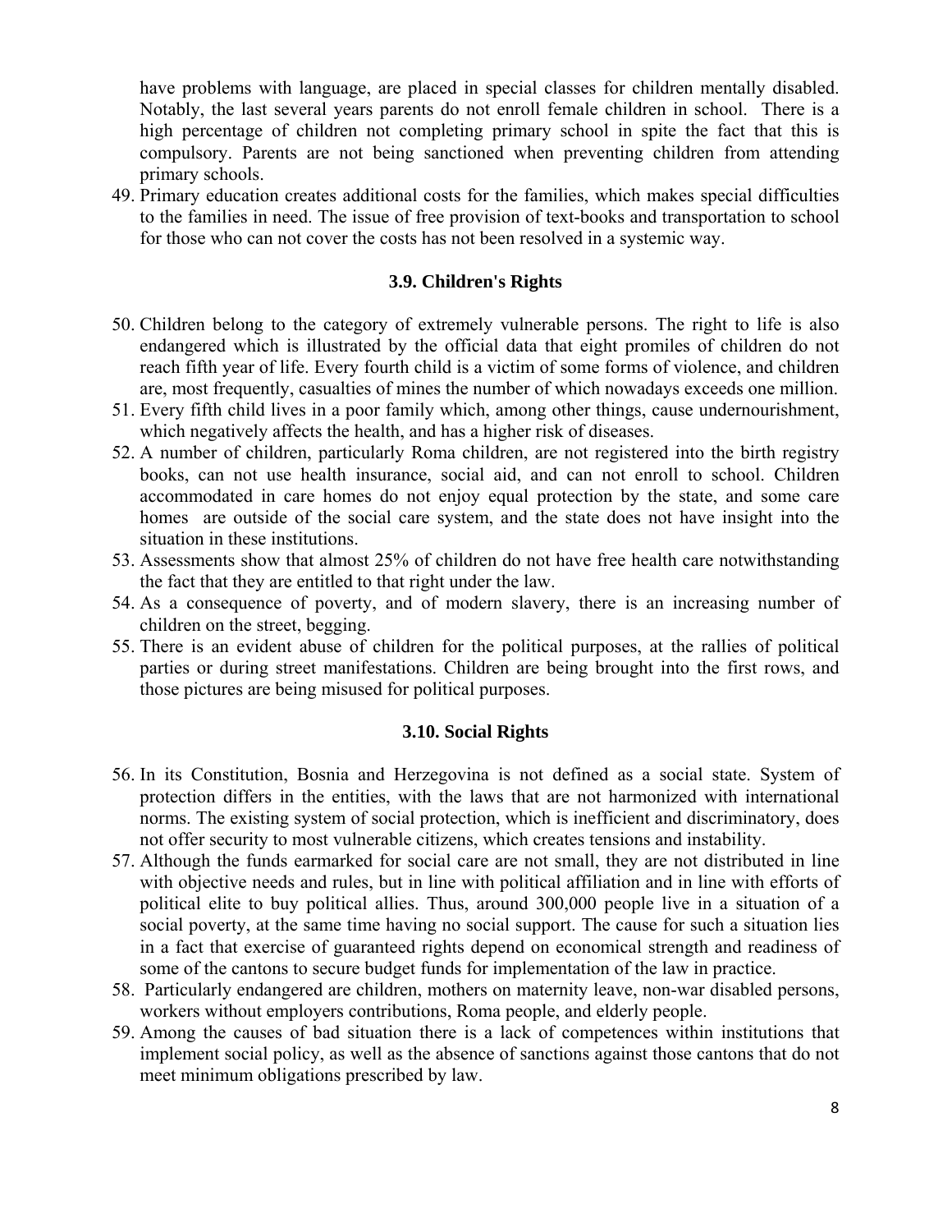have problems with language, are placed in special classes for children mentally disabled. Notably, the last several years parents do not enroll female children in school. There is a high percentage of children not completing primary school in spite the fact that this is compulsory. Parents are not being sanctioned when preventing children from attending primary schools.

49. Primary education creates additional costs for the families, which makes special difficulties to the families in need. The issue of free provision of text-books and transportation to school for those who can not cover the costs has not been resolved in a systemic way.

### 3.9. Children's Rights

50. Children belong to the category of extremely vulnerable persons. The right to life is also endangered which is illustrated by the official data that eight promiles of children do not reach fifth year of life. Every fourth child is a victim of some forms of violence, and children are, most frequently, casualties of mines the number of which nowadays exceeds one million.
51. Every fifth child lives in a poor family which, among other things, cause undernourishment, which negatively affects the health, and has a higher risk of diseases.
52. A number of children, particularly Roma children, are not registered into the birth registry books, can not use health insurance, social aid, and can not enroll to school. Children accommodated in care homes do not enjoy equal protection by the state, and some care homes are outside of the social care system, and the state does not have insight into the situation in these institutions.
53. Assessments show that almost 25% of children do not have free health care notwithstanding the fact that they are entitled to that right under the law.
54. As a consequence of poverty, and of modern slavery, there is an increasing number of children on the street, begging.
55. There is an evident abuse of children for the political purposes, at the rallies of political parties or during street manifestations. Children are being brought into the first rows, and those pictures are being misused for political purposes.

### 3.10. Social Rights

56. In its Constitution, Bosnia and Herzegovina is not defined as a social state. System of protection differs in the entities, with the laws that are not harmonized with international norms. The existing system of social protection, which is inefficient and discriminatory, does not offer security to most vulnerable citizens, which creates tensions and instability.
57. Although the funds earmarked for social care are not small, they are not distributed in line with objective needs and rules, but in line with political affiliation and in line with efforts of political elite to buy political allies. Thus, around 300,000 people live in a situation of a social poverty, at the same time having no social support. The cause for such a situation lies in a fact that exercise of guaranteed rights depend on economical strength and readiness of some of the cantons to secure budget funds for implementation of the law in practice.
58. Particularly endangered are children, mothers on maternity leave, non-war disabled persons, workers without employers contributions, Roma people, and elderly people.
59. Among the causes of bad situation there is a lack of competences within institutions that implement social policy, as well as the absence of sanctions against those cantons that do not meet minimum obligations prescribed by law.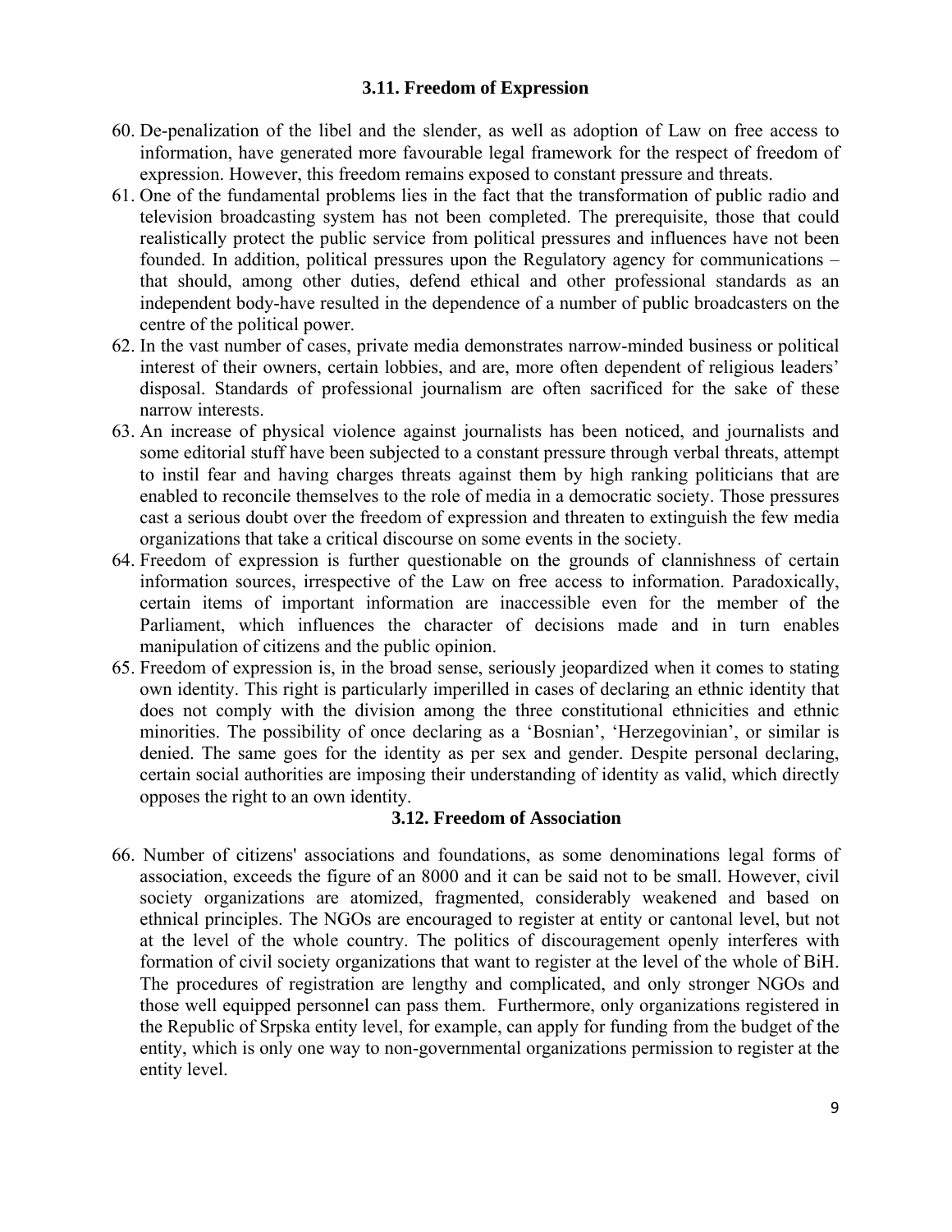### 3.11. Freedom of Expression

60. De-penalization of the libel and the slender, as well as adoption of Law on free access to information, have generated more favourable legal framework for the respect of freedom of expression. However, this freedom remains exposed to constant pressure and threats.
61. One of the fundamental problems lies in the fact that the transformation of public radio and television broadcasting system has not been completed. The prerequisite, those that could realistically protect the public service from political pressures and influences have not been founded. In addition, political pressures upon the Regulatory agency for communications – that should, among other duties, defend ethical and other professional standards as an independent body-have resulted in the dependence of a number of public broadcasters on the centre of the political power.
62. In the vast number of cases, private media demonstrates narrow-minded business or political interest of their owners, certain lobbies, and are, more often dependent of religious leaders' disposal. Standards of professional journalism are often sacrificed for the sake of these narrow interests.
63. An increase of physical violence against journalists has been noticed, and journalists and some editorial stuff have been subjected to a constant pressure through verbal threats, attempt to instil fear and having charges threats against them by high ranking politicians that are enabled to reconcile themselves to the role of media in a democratic society. Those pressures cast a serious doubt over the freedom of expression and threaten to extinguish the few media organizations that take a critical discourse on some events in the society.
64. Freedom of expression is further questionable on the grounds of clannishness of certain information sources, irrespective of the Law on free access to information. Paradoxically, certain items of important information are inaccessible even for the member of the Parliament, which influences the character of decisions made and in turn enables manipulation of citizens and the public opinion.
65. Freedom of expression is, in the broad sense, seriously jeopardized when it comes to stating own identity. This right is particularly imperilled in cases of declaring an ethnic identity that does not comply with the division among the three constitutional ethnicities and ethnic minorities. The possibility of once declaring as a 'Bosnian', 'Herzegovinian', or similar is denied. The same goes for the identity as per sex and gender. Despite personal declaring, certain social authorities are imposing their understanding of identity as valid, which directly opposes the right to an own identity.

### 3.12. Freedom of Association

66. Number of citizens' associations and foundations, as some denominations legal forms of association, exceeds the figure of an 8000 and it can be said not to be small. However, civil society organizations are atomized, fragmented, considerably weakened and based on ethnical principles. The NGOs are encouraged to register at entity or cantonal level, but not at the level of the whole country. The politics of discouragement openly interferes with formation of civil society organizations that want to register at the level of the whole of BiH. The procedures of registration are lengthy and complicated, and only stronger NGOs and those well equipped personnel can pass them. Furthermore, only organizations registered in the Republic of Srpska entity level, for example, can apply for funding from the budget of the entity, which is only one way to non-governmental organizations permission to register at the entity level.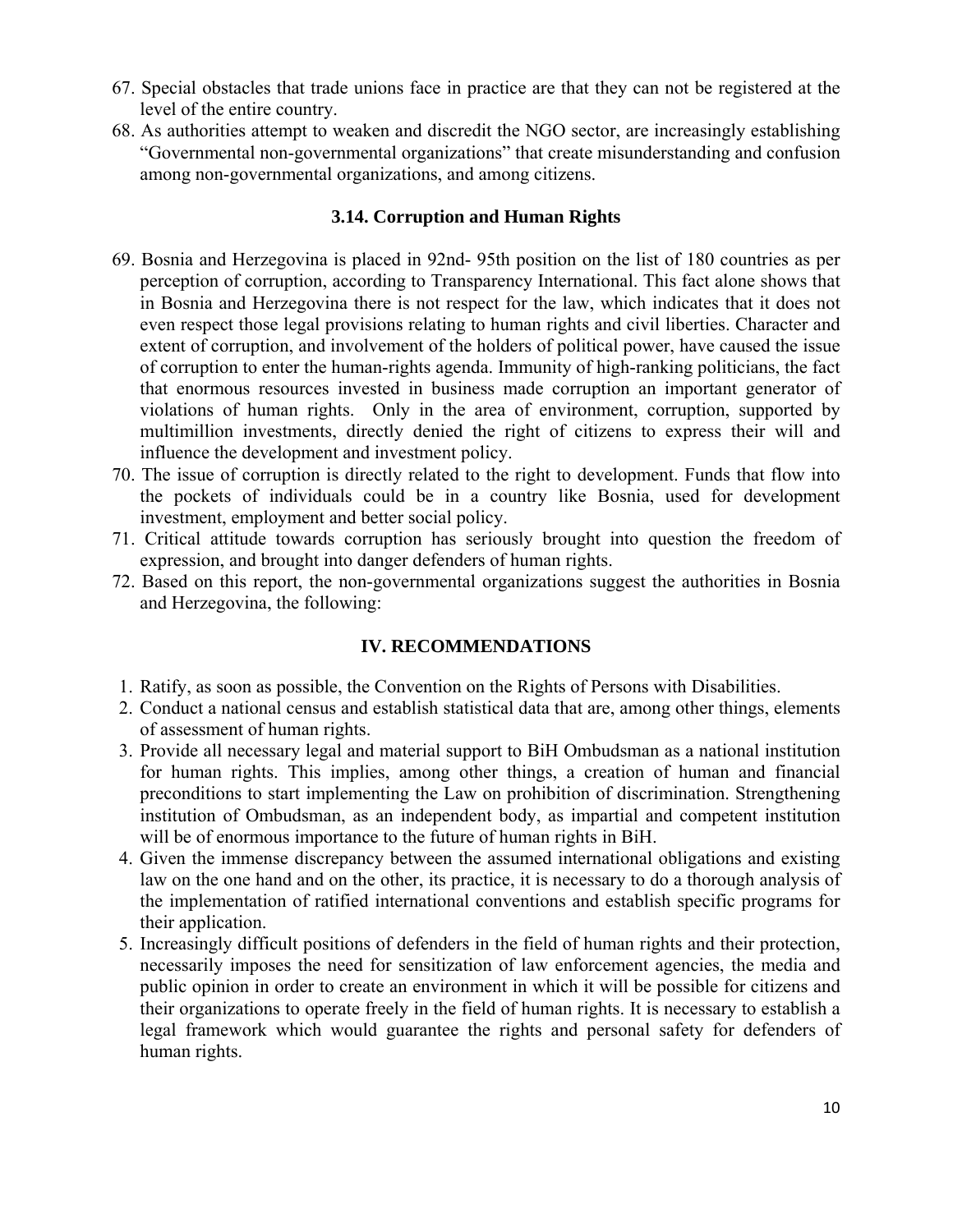67. Special obstacles that trade unions face in practice are that they can not be registered at the level of the entire country.
68. As authorities attempt to weaken and discredit the NGO sector, are increasingly establishing "Governmental non-governmental organizations" that create misunderstanding and confusion among non-governmental organizations, and among citizens.

### 3.14. Corruption and Human Rights

69. Bosnia and Herzegovina is placed in 92nd- 95th position on the list of 180 countries as per perception of corruption, according to Transparency International. This fact alone shows that in Bosnia and Herzegovina there is not respect for the law, which indicates that it does not even respect those legal provisions relating to human rights and civil liberties. Character and extent of corruption, and involvement of the holders of political power, have caused the issue of corruption to enter the human-rights agenda. Immunity of high-ranking politicians, the fact that enormous resources invested in business made corruption an important generator of violations of human rights. Only in the area of environment, corruption, supported by multimillion investments, directly denied the right of citizens to express their will and influence the development and investment policy.
70. The issue of corruption is directly related to the right to development. Funds that flow into the pockets of individuals could be in a country like Bosnia, used for development investment, employment and better social policy.
71. Critical attitude towards corruption has seriously brought into question the freedom of expression, and brought into danger defenders of human rights.
72. Based on this report, the non-governmental organizations suggest the authorities in Bosnia and Herzegovina, the following:

## IV. RECOMMENDATIONS

1. Ratify, as soon as possible, the Convention on the Rights of Persons with Disabilities.
2. Conduct a national census and establish statistical data that are, among other things, elements of assessment of human rights.
3. Provide all necessary legal and material support to BiH Ombudsman as a national institution for human rights. This implies, among other things, a creation of human and financial preconditions to start implementing the Law on prohibition of discrimination. Strengthening institution of Ombudsman, as an independent body, as impartial and competent institution will be of enormous importance to the future of human rights in BiH.
4. Given the immense discrepancy between the assumed international obligations and existing law on the one hand and on the other, its practice, it is necessary to do a thorough analysis of the implementation of ratified international conventions and establish specific programs for their application.
5. Increasingly difficult positions of defenders in the field of human rights and their protection, necessarily imposes the need for sensitization of law enforcement agencies, the media and public opinion in order to create an environment in which it will be possible for citizens and their organizations to operate freely in the field of human rights. It is necessary to establish a legal framework which would guarantee the rights and personal safety for defenders of human rights.